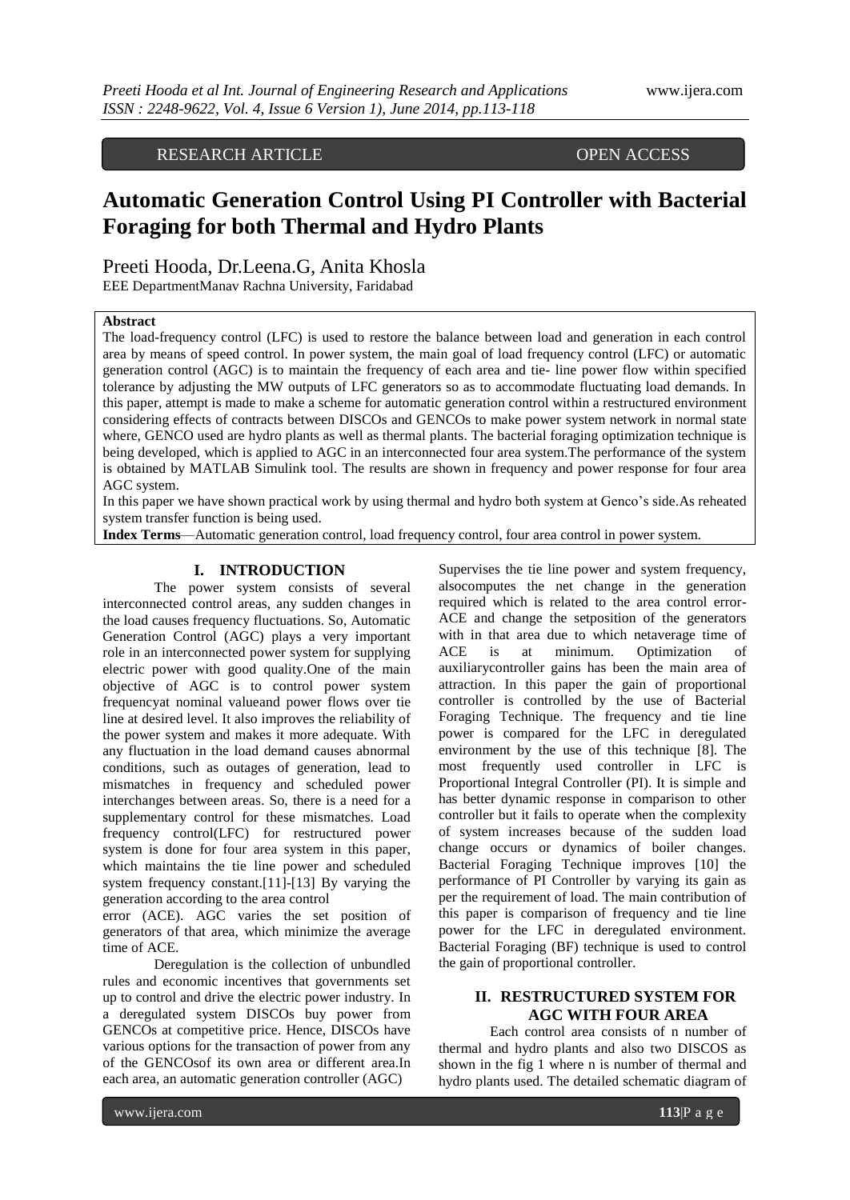RESEARCH ARTICLE OPEN ACCESS

# Automatic Generation Control Using PI Controller with Bacterial Foraging for both Thermal and Hydro Plants

Preeti Hooda, Dr.Leena.G, Anita Khosla

EEE DepartmentManav Rachna University, Faridabad

**Abstract**

The load-frequency control (LFC) is used to restore the balance between load and generation in each control area by means of speed control. In power system, the main goal of load frequency control (LFC) or automatic generation control (AGC) is to maintain the frequency of each area and tie- line power flow within specified tolerance by adjusting the MW outputs of LFC generators so as to accommodate fluctuating load demands. In this paper, attempt is made to make a scheme for automatic generation control within a restructured environment considering effects of contracts between DISCOs and GENCOs to make power system network in normal state where, GENCO used are hydro plants as well as thermal plants. The bacterial foraging optimization technique is being developed, which is applied to AGC in an interconnected four area system.The performance of the system is obtained by MATLAB Simulink tool. The results are shown in frequency and power response for four area AGC system.

In this paper we have shown practical work by using thermal and hydro both system at Genco's side.As reheated system transfer function is being used.

**Index Terms**—Automatic generation control, load frequency control, four area control in power system.

## I. INTRODUCTION

The power system consists of several interconnected control areas, any sudden changes in the load causes frequency fluctuations. So, Automatic Generation Control (AGC) plays a very important role in an interconnected power system for supplying electric power with good quality.One of the main objective of AGC is to control power system frequencyat nominal valueand power flows over tie line at desired level. It also improves the reliability of the power system and makes it more adequate. With any fluctuation in the load demand causes abnormal conditions, such as outages of generation, lead to mismatches in frequency and scheduled power interchanges between areas. So, there is a need for a supplementary control for these mismatches. Load frequency control(LFC) for restructured power system is done for four area system in this paper, which maintains the tie line power and scheduled system frequency constant.[11]-[13] By varying the generation according to the area control error (ACE). AGC varies the set position of generators of that area, which minimize the average time of ACE.

Deregulation is the collection of unbundled rules and economic incentives that governments set up to control and drive the electric power industry. In a deregulated system DISCOs buy power from GENCOs at competitive price. Hence, DISCOs have various options for the transaction of power from any of the GENCOsof its own area or different area.In each area, an automatic generation controller (AGC) Supervises the tie line power and system frequency, alsocomputes the net change in the generation required which is related to the area control error-ACE and change the setposition of the generators with in that area due to which netaverage time of ACE is at minimum. Optimization of auxiliarycontroller gains has been the main area of attraction. In this paper the gain of proportional controller is controlled by the use of Bacterial Foraging Technique. The frequency and tie line power is compared for the LFC in deregulated environment by the use of this technique [8]. The most frequently used controller in LFC is Proportional Integral Controller (PI). It is simple and has better dynamic response in comparison to other controller but it fails to operate when the complexity of system increases because of the sudden load change occurs or dynamics of boiler changes. Bacterial Foraging Technique improves [10] the performance of PI Controller by varying its gain as per the requirement of load. The main contribution of this paper is comparison of frequency and tie line power for the LFC in deregulated environment. Bacterial Foraging (BF) technique is used to control the gain of proportional controller.

## II. RESTRUCTURED SYSTEM FOR AGC WITH FOUR AREA

Each control area consists of n number of thermal and hydro plants and also two DISCOS as shown in the fig 1 where n is number of thermal and hydro plants used. The detailed schematic diagram of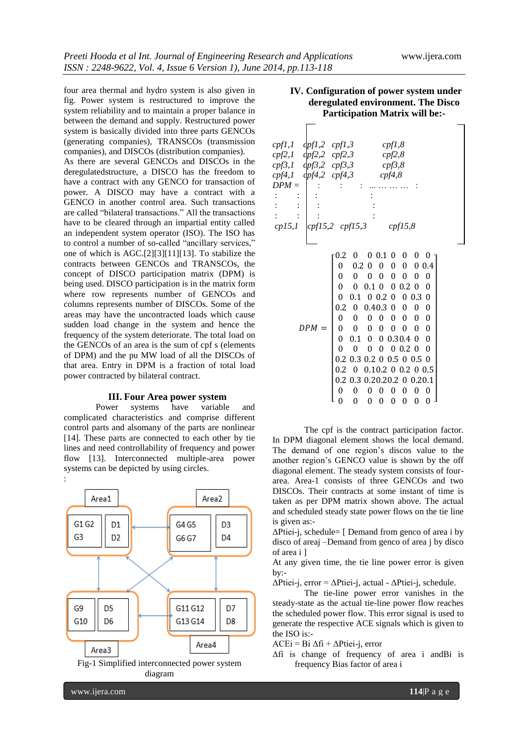four area thermal and hydro system is also given in fig. Power system is restructured to improve the system reliability and to maintain a proper balance in between the demand and supply. Restructured power system is basically divided into three parts GENCOs (generating companies), TRANSCOs (transmission companies), and DISCOs (distribution companies).

As there are several GENCOs and DISCOs in the deregulatedstructure, a DISCO has the freedom to have a contract with any GENCO for transaction of power. A DISCO may have a contract with a GENCO in another control area. Such transactions are called "bilateral transactions." All the transactions have to be cleared through an impartial entity called an independent system operator (ISO). The ISO has to control a number of so-called "ancillary services," one of which is AGC.[2][3][11][13]. To stabilize the contracts between GENCOs and TRANSCOs, the concept of DISCO participation matrix (DPM) is being used. DISCO participation is in the matrix form where row represents number of GENCOs and columns represents number of DISCOs. Some of the areas may have the uncontracted loads which cause sudden load change in the system and hence the frequency of the system deteriorate. The total load on the GENCOs of an area is the sum of cpf s (elements of DPM) and the pu MW load of all the DISCOs of that area. Entry in DPM is a fraction of total load power contracted by bilateral contract.

## III. Four Area power system

Power systems have variable and complicated characteristics and comprise different control parts and alsomany of the parts are nonlinear [14]. These parts are connected to each other by tie lines and need controllability of frequency and power flow [13]. Interconnected multiple-area power systems can be depicted by using circles.

:

Area1

G1 G2
G3

D1
D2

Area2

G4 G5
G6 G7

D3
D4

G9
G10

D5
D6

Area3

G11 G12
G13 G14

D7
D8

Area4

Fig-1 Simplified interconnected power system diagram

## IV. Configuration of power system under deregulated environment. The Disco Participation Matrix will be:-

$$
DPM = \begin{bmatrix} cpf_{1,1} & cpf_{1,2} & cpf_{1,3} & \cdots & cpf_{1,8} \\ cpf_{2,1} & cpf_{2,2} & cpf_{2,3} & \cdots & cpf_{2,8} \\ cpf_{3,1} & cpf_{3,2} & cpf_{3,3} & \cdots & cpf_{3,8} \\ cpf_{4,1} & cpf_{4,2} & cpf_{4,3} & \cdots & cpf_{4,8} \\ \vdots & \vdots & \vdots & \cdots & \vdots \\ cp_{15,1} & cpf_{15,2} & cpf_{15,3} & \cdots & cpf_{15,8} \end{bmatrix}
$$

$$
DPM = \begin{bmatrix} 0.2 & 0 & 0 & 0.1 & 0 & 0 & 0 & 0 \\ 0 & 0.2 & 0 & 0 & 0 & 0 & 0 & 0.4 \\ 0 & 0 & 0 & 0 & 0 & 0 & 0 & 0 \\ 0 & 0 & 0.1 & 0 & 0 & 0.2 & 0 & 0 \\ 0 & 0.1 & 0 & 0.2 & 0 & 0 & 0.3 & 0 \\ 0.2 & 0 & 0.4 & 0.3 & 0 & 0 & 0 & 0 \\ 0 & 0 & 0 & 0 & 0 & 0 & 0 & 0 \\ 0 & 0 & 0 & 0 & 0 & 0 & 0 & 0 \\ 0 & 0.1 & 0 & 0 & 0.3 & 0.4 & 0 & 0 \\ 0 & 0 & 0 & 0 & 0 & 0.2 & 0 & 0 \\ 0.2 & 0.3 & 0.2 & 0 & 0.5 & 0 & 0.5 & 0 \\ 0.2 & 0 & 0.1 & 0.2 & 0 & 0.2 & 0 & 0.5 \\ 0.2 & 0.3 & 0.2 & 0.2 & 0.2 & 0 & 0.2 & 0.1 \\ 0 & 0 & 0 & 0 & 0 & 0 & 0 & 0 \\ 0 & 0 & 0 & 0 & 0 & 0 & 0 & 0 \end{bmatrix}
$$

The cpf is the contract participation factor. In DPM diagonal element shows the local demand. The demand of one region's discos value to the another region's GENCO value is shown by the off diagonal element. The steady system consists of four-area. Area-1 consists of three GENCOs and two DISCOs. Their contracts at some instant of time is taken as per DPM matrix shown above. The actual and scheduled steady state power flows on the tie line is given as:-

$\Delta P_{tie\,i\text{-}j,\ schedule}$ = [ Demand from genco of area i by disco of areaj –Demand from genco of area j by disco of area i ]

At any given time, the tie line power error is given by:-

$\Delta P_{tie\,i\text{-}j,\ error} = \Delta P_{tie\,i\text{-}j,\ actual} - \Delta P_{tie\,i\text{-}j,\ schedule}$.

The tie-line power error vanishes in the steady-state as the actual tie-line power flow reaches the scheduled power flow. This error signal is used to generate the respective ACE signals which is given to the ISO is:-

$ACE_i = B_i\,\Delta f_i + \Delta P_{tie\,i\text{-}j,\ error}$

$\Delta f_i$ is change of frequency of area i and $B_i$ is frequency Bias factor of area i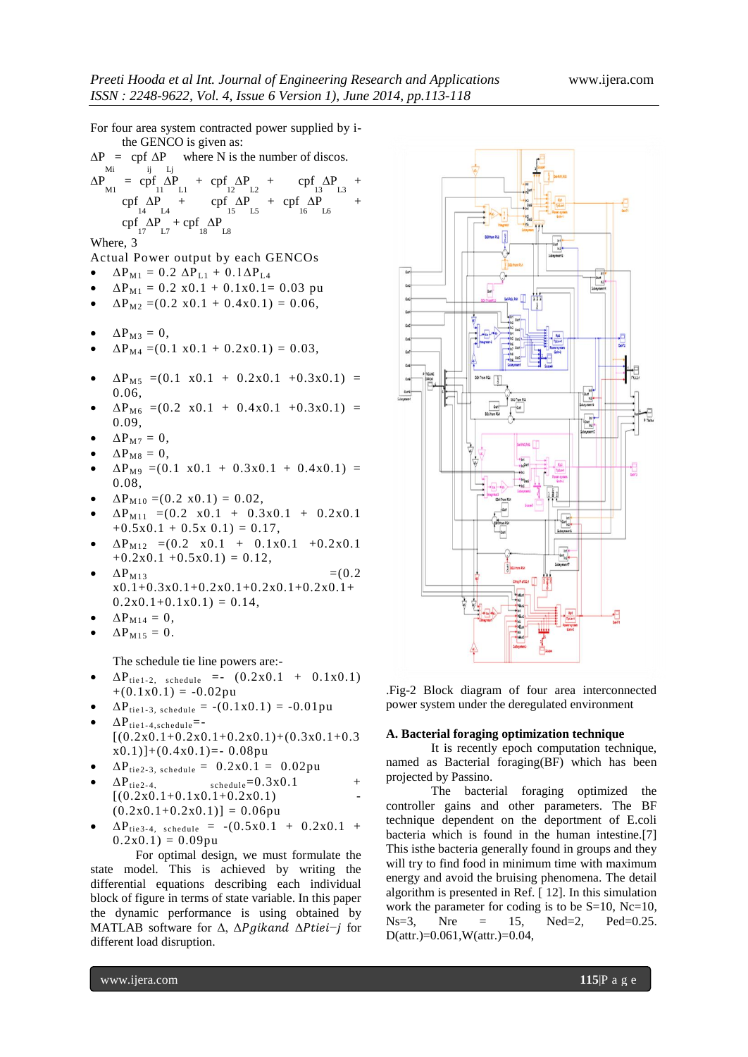For four area system contracted power supplied by i-the GENCO is given as:

$\Delta P_{Mi} = cpf_{ij}\ \Delta P_{Lj}$ where N is the number of discos.

$\Delta P_{M1} = cpf_{11}\ \Delta P_{L1} + cpf_{12}\ \Delta P_{L2} + cpf_{13}\ \Delta P_{L3} + cpf_{14}\ \Delta P_{L4} + cpf_{15}\ \Delta P_{L5} + cpf_{16}\ \Delta P_{L6} + cpf_{17}\ \Delta P_{L7} + cpf_{18}\ \Delta P_{L8}$

Where, 3

Actual Power output by each GENCOs

- $\Delta P_{M1} = 0.2\ \Delta P_{L1} + 0.1\Delta P_{L4}$
- $\Delta P_{M1} = 0.2\ x0.1 + 0.1x0.1 = 0.03$ pu
- $\Delta P_{M2} = (0.2\ x0.1 + 0.4x0.1) = 0.06$,
- $\Delta P_{M3} = 0$,
- $\Delta P_{M4} = (0.1\ x0.1 + 0.2x0.1) = 0.03$,
- $\Delta P_{M5} = (0.1\ x0.1 + 0.2x0.1 + 0.3x0.1) = 0.06$,
- $\Delta P_{M6} = (0.2\ x0.1 + 0.4x0.1 + 0.3x0.1) = 0.09$,
- $\Delta P_{M7} = 0$,
- $\Delta P_{M8} = 0$,
- $\Delta P_{M9} = (0.1\ x0.1 + 0.3x0.1 + 0.4x0.1) = 0.08$,
- $\Delta P_{M10} = (0.2\ x0.1) = 0.02$,
- $\Delta P_{M11} = (0.2\ x0.1 + 0.3x0.1 + 0.2x0.1 + 0.5x0.1 + 0.5x\ 0.1) = 0.17$,
- $\Delta P_{M12} = (0.2\ x0.1 + 0.1x0.1 + 0.2x0.1 + 0.2x0.1 + 0.5x0.1) = 0.12$,
- $\Delta P_{M13} = (0.2\ x0.1 + 0.3x0.1 + 0.2x0.1 + 0.2x0.1 + 0.2x0.1 + 0.2x0.1 + 0.1x0.1) = 0.14$,
- $\Delta P_{M14} = 0$,
- $\Delta P_{M15} = 0$.

The schedule tie line powers are:-

- $\Delta P_{tie1\text{-}2,\ schedule} = -\ (0.2x0.1 + 0.1x0.1) + (0.1x0.1) = -0.02$pu
- $\Delta P_{tie1\text{-}3,\ schedule} = -(0.1x0.1) = -0.01$pu
- $\Delta P_{tie1\text{-}4,schedule} = -[(0.2x0.1+0.2x0.1)+(0.3x0.1+0.3x0.1)]+(0.4x0.1) = -\ 0.08$pu
- $\Delta P_{tie2\text{-}3,\ schedule} = 0.2x0.1 = 0.02$pu
- $\Delta P_{tie2\text{-}4,\ schedule} = 0.3x0.1 + [(0.2x0.1+0.1x0.1+0.2x0.1) - (0.2x0.1+0.2x0.1)] = 0.06$pu
- $\Delta P_{tie3\text{-}4,\ schedule} = -(0.5x0.1 + 0.2x0.1 + 0.2x0.1) = 0.09$pu

For optimal design, we must formulate the state model. This is achieved by writing the differential equations describing each individual block of figure in terms of state variable. In this paper the dynamic performance is using obtained by MATLAB software for Δ, $\Delta Pgikand\ \Delta Ptiei{-}j$ for different load disruption.

.Fig-2 Block diagram of four area interconnected power system under the deregulated environment

## A. Bacterial foraging optimization technique

It is recently epoch computation technique, named as Bacterial foraging(BF) which has been projected by Passino.

The bacterial foraging optimized the controller gains and other parameters. The BF technique dependent on the deportment of E.coli bacteria which is found in the human intestine.[7] This isthe bacteria generally found in groups and they will try to find food in minimum time with maximum energy and avoid the bruising phenomena. The detail algorithm is presented in Ref. [ 12]. In this simulation work the parameter for coding is to be S=10, Nc=10, Ns=3, Nre = 15, Ned=2, Ped=0.25. D(attr.)=0.061,W(attr.)=0.04,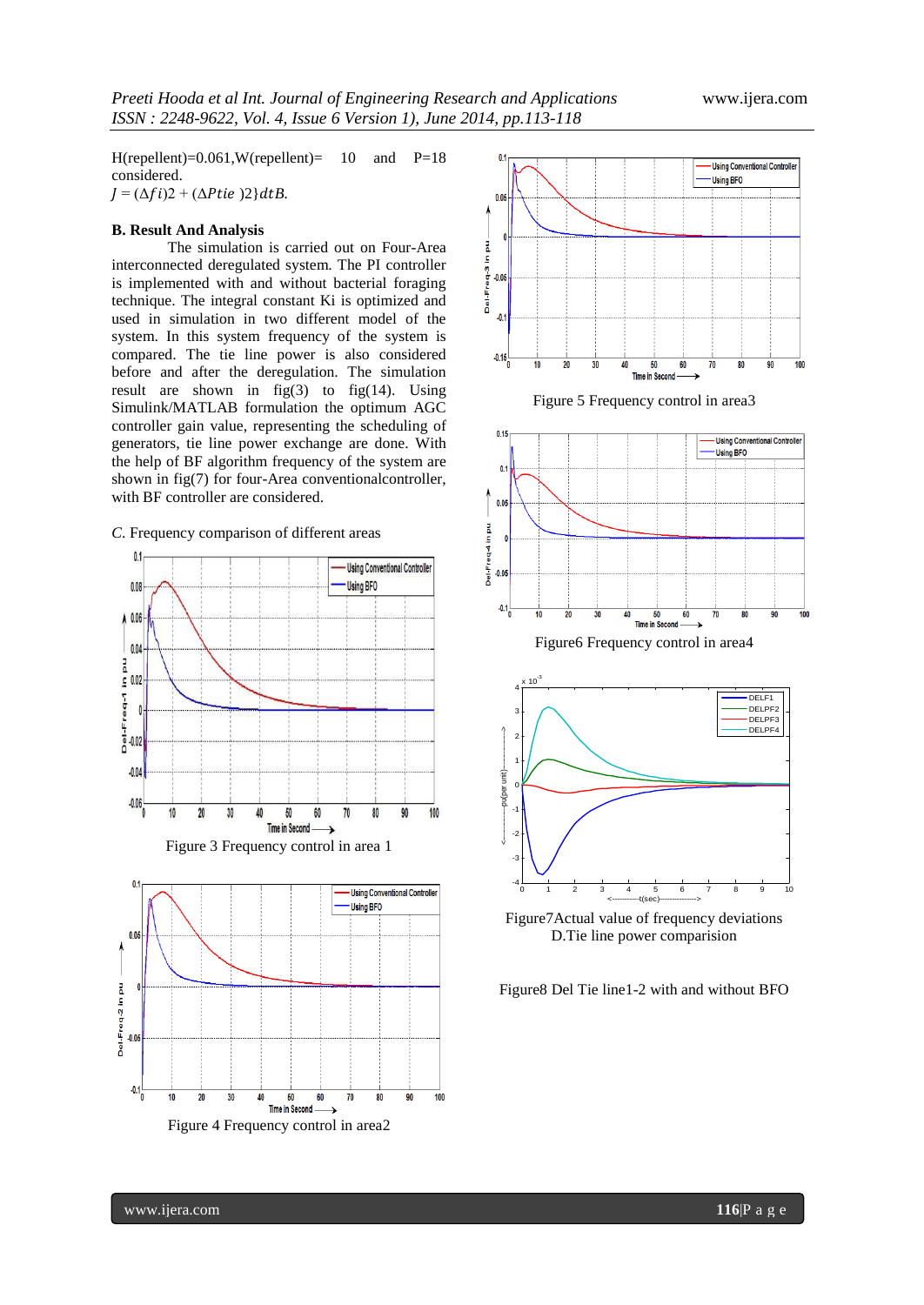H(repellent)=0.061,W(repellent)= 10 and P=18 considered.

$J = (\Delta f i)2 + (\Delta Ptie )2\}dtB.$

### B. Result And Analysis

The simulation is carried out on Four-Area interconnected deregulated system. The PI controller is implemented with and without bacterial foraging technique. The integral constant Ki is optimized and used in simulation in two different model of the system. In this system frequency of the system is compared. The tie line power is also considered before and after the deregulation. The simulation result are shown in fig(3) to fig(14). Using Simulink/MATLAB formulation the optimum AGC controller gain value, representing the scheduling of generators, tie line power exchange are done. With the help of BF algorithm frequency of the system are shown in fig(7) for four-Area conventionalcontroller, with BF controller are considered.

*C.* Frequency comparison of different areas

Using Conventional Controller
Using BFO
Del-Freq-1 in pu
Time in Second

Figure 3 Frequency control in area 1

Using Conventional Controller
Using BFO
Del-Freq-2 in pu
Time in Second

Figure 4 Frequency control in area2

Using Conventional Controller
Using BFO
Del-Freq-3 in pu
Time in Second

Figure 5 Frequency control in area3

Using Conventional Controller
Using BFO
Del-Freq-4 in pu
Time in Second

Figure6 Frequency control in area4

x 10$^{-3}$
DELF1
DELPF2
DELPF3
DELPF4
pu(per unit)
t(sec)

Figure7Actual value of frequency deviations

D.Tie line power comparision

Figure8 Del Tie line1-2 with and without BFO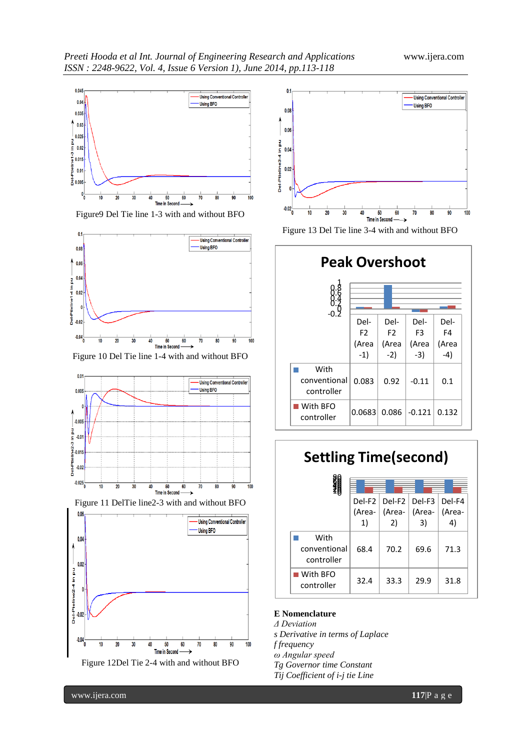Figure9 Del Tie line 1-3 with and without BFO

Figure 10 Del Tie line 1-4 with and without BFO

Figure 11 DelTie line2-3 with and without BFO

Figure 12Del Tie 2-4 with and without BFO

Figure 13 Del Tie line 3-4 with and without BFO

**Peak Overshoot**

| | Del-F2 (Area-1) | Del-F2 (Area-2) | Del-F3 (Area-3) | Del-F4 (Area-4) |
|---|---|---|---|---|
| With conventional controller | 0.083 | 0.92 | -0.11 | 0.1 |
| With BFO controller | 0.0683 | 0.086 | -0.121 | 0.132 |

**Settling Time(second)**

| | Del-F2 (Area-1) | Del-F2 (Area-2) | Del-F3 (Area-3) | Del-F4 (Area-4) |
|---|---|---|---|---|
| With conventional controller | 68.4 | 70.2 | 69.6 | 71.3 |
| With BFO controller | 32.4 | 33.3 | 29.9 | 31.8 |

**E Nomenclature**

*Δ Deviation*
*s Derivative in terms of Laplace*
*f frequency*
*ω Angular speed*
*Tg Governor time Constant*
*Tij Coefficient of i-j tie Line*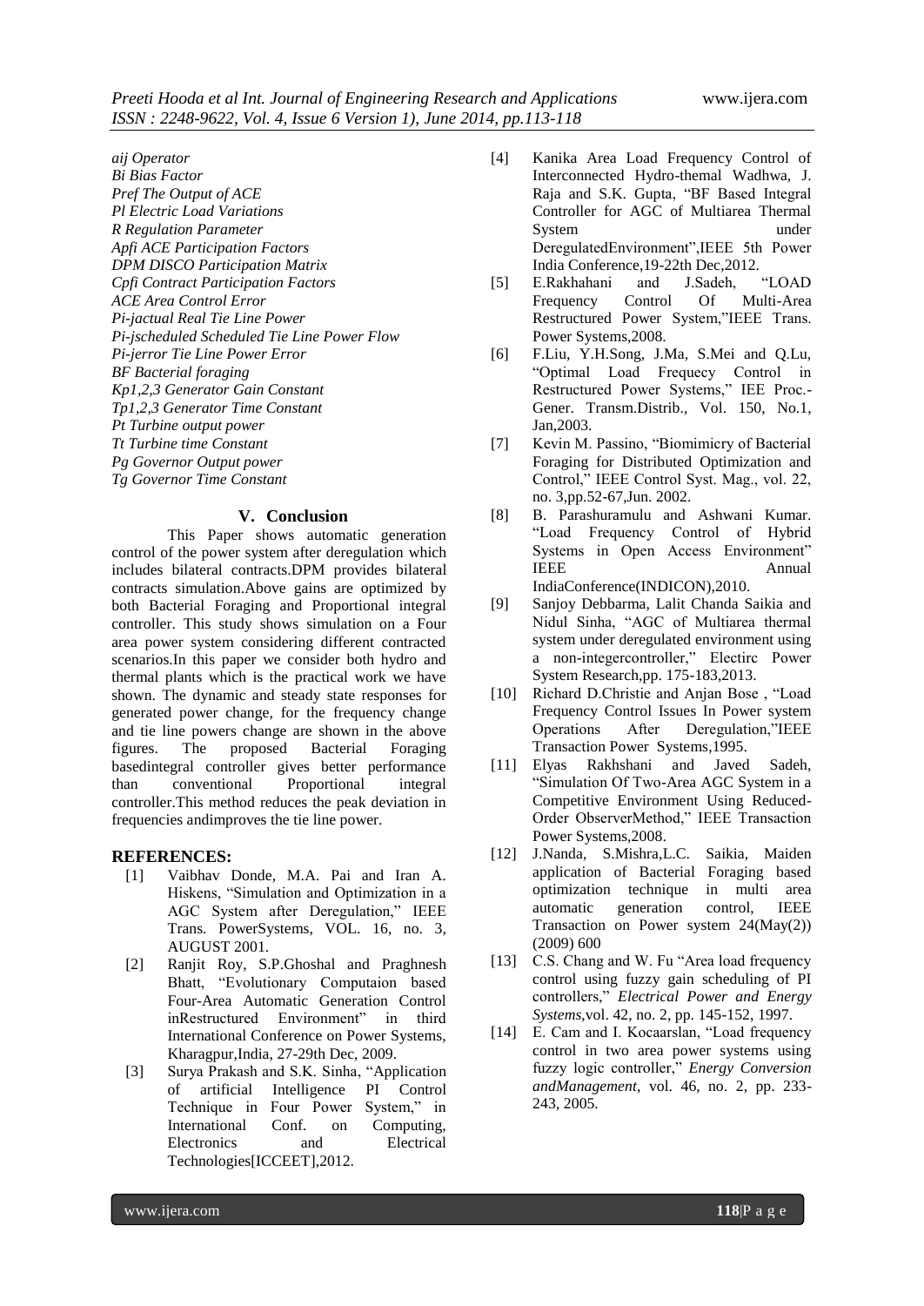*aij Operator*
*Bi Bias Factor*
*Pref The Output of ACE*
*Pl Electric Load Variations*
*R Regulation Parameter*
*Apfi ACE Participation Factors*
*DPM DISCO Participation Matrix*
*Cpfi Contract Participation Factors*
*ACE Area Control Error*
*Pi-jactual Real Tie Line Power*
*Pi-jscheduled Scheduled Tie Line Power Flow*
*Pi-jerror Tie Line Power Error*
*BF Bacterial foraging*
*Kp1,2,3 Generator Gain Constant*
*Tp1,2,3 Generator Time Constant*
*Pt Turbine output power*
*Tt Turbine time Constant*
*Pg Governor Output power*
*Tg Governor Time Constant*

## V. Conclusion

This Paper shows automatic generation control of the power system after deregulation which includes bilateral contracts.DPM provides bilateral contracts simulation.Above gains are optimized by both Bacterial Foraging and Proportional integral controller. This study shows simulation on a Four area power system considering different contracted scenarios.In this paper we consider both hydro and thermal plants which is the practical work we have shown. The dynamic and steady state responses for generated power change, for the frequency change and tie line powers change are shown in the above figures. The proposed Bacterial Foraging basedintegral controller gives better performance than conventional Proportional integral controller.This method reduces the peak deviation in frequencies andimproves the tie line power.

## REFERENCES:

[1] Vaibhav Donde, M.A. Pai and Iran A. Hiskens, "Simulation and Optimization in a AGC System after Deregulation," IEEE Trans. PowerSystems, VOL. 16, no. 3, AUGUST 2001.

[2] Ranjit Roy, S.P.Ghoshal and Praghnesh Bhatt, "Evolutionary Computaion based Four-Area Automatic Generation Control inRestructured Environment" in third International Conference on Power Systems, Kharagpur,India, 27-29th Dec, 2009.

[3] Surya Prakash and S.K. Sinha, "Application of artificial Intelligence PI Control Technique in Four Power System," in International Conf. on Computing, Electronics and Electrical Technologies[ICCEET],2012.

[4] Kanika Area Load Frequency Control of Interconnected Hydro-themal Wadhwa, J. Raja and S.K. Gupta, "BF Based Integral Controller for AGC of Multiarea Thermal System under DeregulatedEnvironment",IEEE 5th Power India Conference,19-22th Dec,2012.

[5] E.Rakhahani and J.Sadeh, "LOAD Frequency Control Of Multi-Area Restructured Power System,"IEEE Trans. Power Systems,2008.

[6] F.Liu, Y.H.Song, J.Ma, S.Mei and Q.Lu, "Optimal Load Frequecy Control in Restructured Power Systems," IEE Proc.-Gener. Transm.Distrib., Vol. 150, No.1, Jan,2003.

[7] Kevin M. Passino, "Biomimicry of Bacterial Foraging for Distributed Optimization and Control," IEEE Control Syst. Mag., vol. 22, no. 3,pp.52-67,Jun. 2002.

[8] B. Parashuramulu and Ashwani Kumar. "Load Frequency Control of Hybrid Systems in Open Access Environment" IEEE Annual IndiaConference(INDICON),2010.

[9] Sanjoy Debbarma, Lalit Chanda Saikia and Nidul Sinha, "AGC of Multiarea thermal system under deregulated environment using a non-integercontroller," Electirc Power System Research,pp. 175-183,2013.

[10] Richard D.Christie and Anjan Bose , "Load Frequency Control Issues In Power system Operations After Deregulation,"IEEE Transaction Power Systems,1995.

[11] Elyas Rakhshani and Javed Sadeh, "Simulation Of Two-Area AGC System in a Competitive Environment Using Reduced-Order ObserverMethod," IEEE Transaction Power Systems,2008.

[12] J.Nanda, S.Mishra,L.C. Saikia, Maiden application of Bacterial Foraging based optimization technique in multi area automatic generation control, IEEE Transaction on Power system 24(May(2)) (2009) 600

[13] C.S. Chang and W. Fu "Area load frequency control using fuzzy gain scheduling of PI controllers," *Electrical Power and Energy Systems,*vol. 42, no. 2, pp. 145-152, 1997.

[14] E. Cam and I. Kocaarslan, "Load frequency control in two area power systems using fuzzy logic controller," *Energy Conversion andManagement*, vol. 46, no. 2, pp. 233-243, 2005.